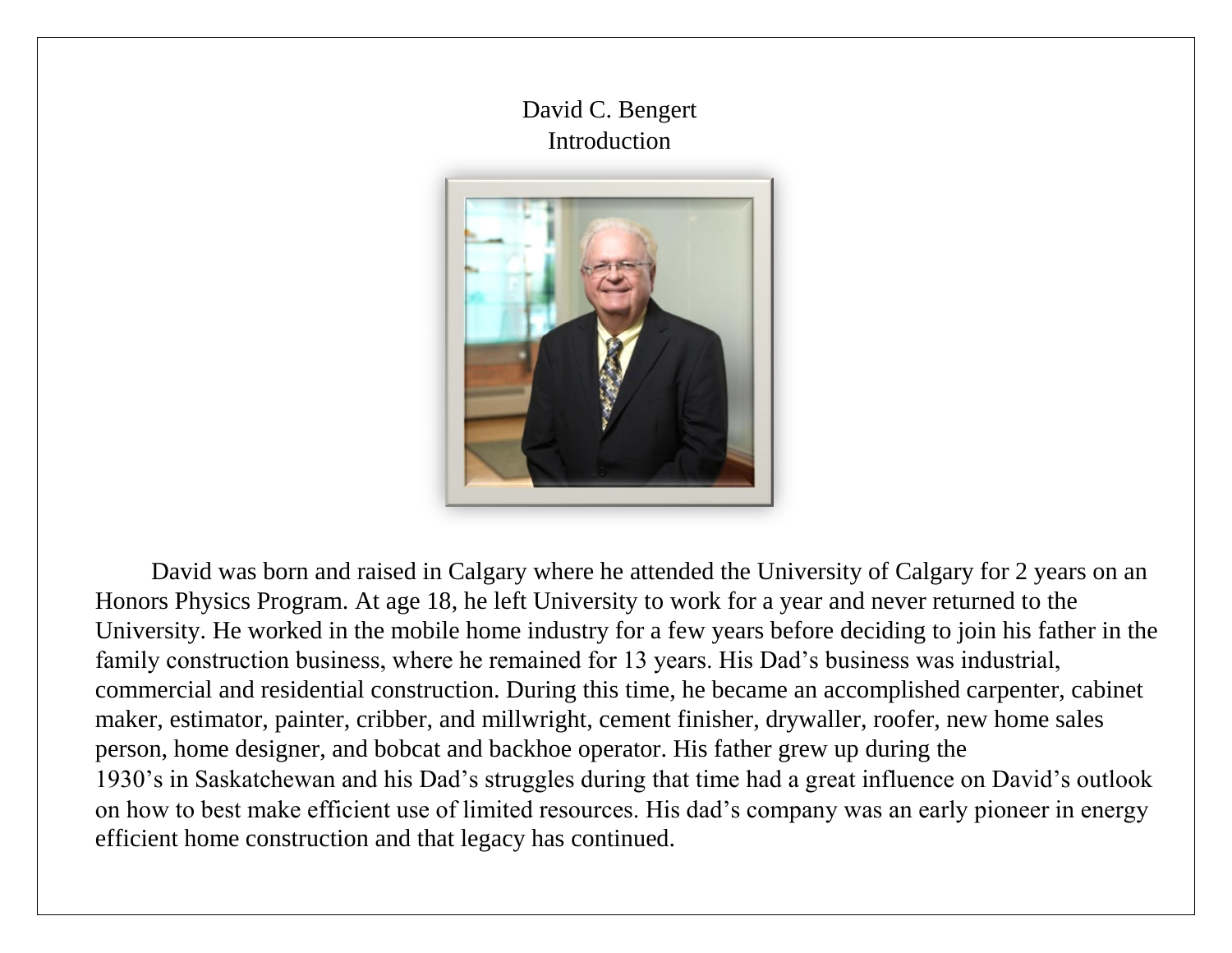# David C. Bengert
## Introduction

David was born and raised in Calgary where he attended the University of Calgary for 2 years on an Honors Physics Program. At age 18, he left University to work for a year and never returned to the University. He worked in the mobile home industry for a few years before deciding to join his father in the family construction business, where he remained for 13 years. His Dad's business was industrial, commercial and residential construction. During this time, he became an accomplished carpenter, cabinet maker, estimator, painter, cribber, and millwright, cement finisher, drywaller, roofer, new home sales person, home designer, and bobcat and backhoe operator. His father grew up during the 1930's in Saskatchewan and his Dad's struggles during that time had a great influence on David's outlook on how to best make efficient use of limited resources. His dad's company was an early pioneer in energy efficient home construction and that legacy has continued.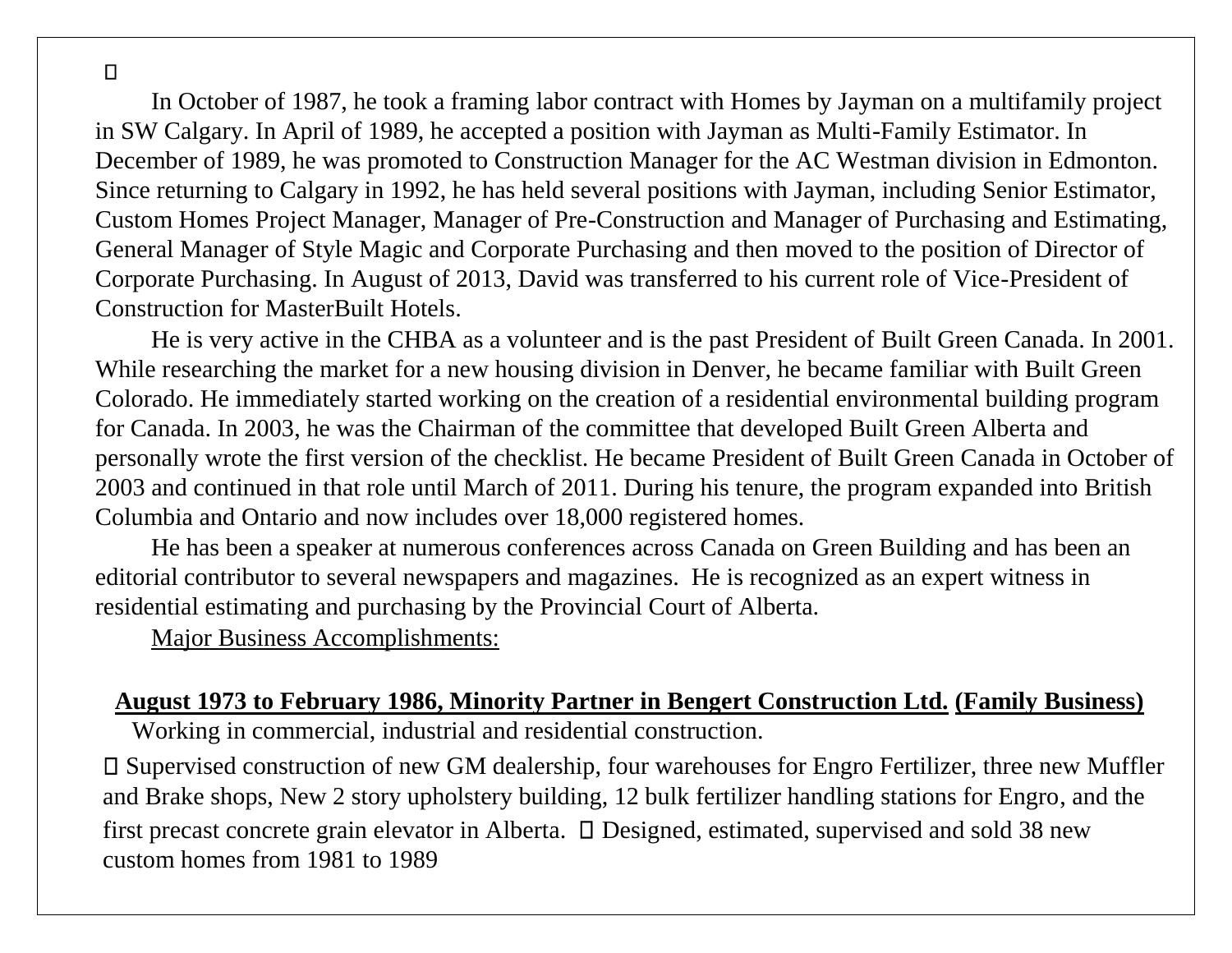In October of 1987, he took a framing labor contract with Homes by Jayman on a multifamily project in SW Calgary. In April of 1989, he accepted a position with Jayman as Multi-Family Estimator. In December of 1989, he was promoted to Construction Manager for the AC Westman division in Edmonton. Since returning to Calgary in 1992, he has held several positions with Jayman, including Senior Estimator, Custom Homes Project Manager, Manager of Pre-Construction and Manager of Purchasing and Estimating, General Manager of Style Magic and Corporate Purchasing and then moved to the position of Director of Corporate Purchasing. In August of 2013, David was transferred to his current role of Vice-President of Construction for MasterBuilt Hotels.

He is very active in the CHBA as a volunteer and is the past President of Built Green Canada. In 2001. While researching the market for a new housing division in Denver, he became familiar with Built Green Colorado. He immediately started working on the creation of a residential environmental building program for Canada. In 2003, he was the Chairman of the committee that developed Built Green Alberta and personally wrote the first version of the checklist. He became President of Built Green Canada in October of 2003 and continued in that role until March of 2011. During his tenure, the program expanded into British Columbia and Ontario and now includes over 18,000 registered homes.

He has been a speaker at numerous conferences across Canada on Green Building and has been an editorial contributor to several newspapers and magazines. He is recognized as an expert witness in residential estimating and purchasing by the Provincial Court of Alberta.

<u>Major Business Accomplishments:</u>

**<u>August 1973 to February 1986, Minority Partner in Bengert Construction Ltd.</u> <u>(Family Business)</u>**

Working in commercial, industrial and residential construction.

- Supervised construction of new GM dealership, four warehouses for Engro Fertilizer, three new Muffler and Brake shops, New 2 story upholstery building, 12 bulk fertilizer handling stations for Engro, and the first precast concrete grain elevator in Alberta.
- Designed, estimated, supervised and sold 38 new custom homes from 1981 to 1989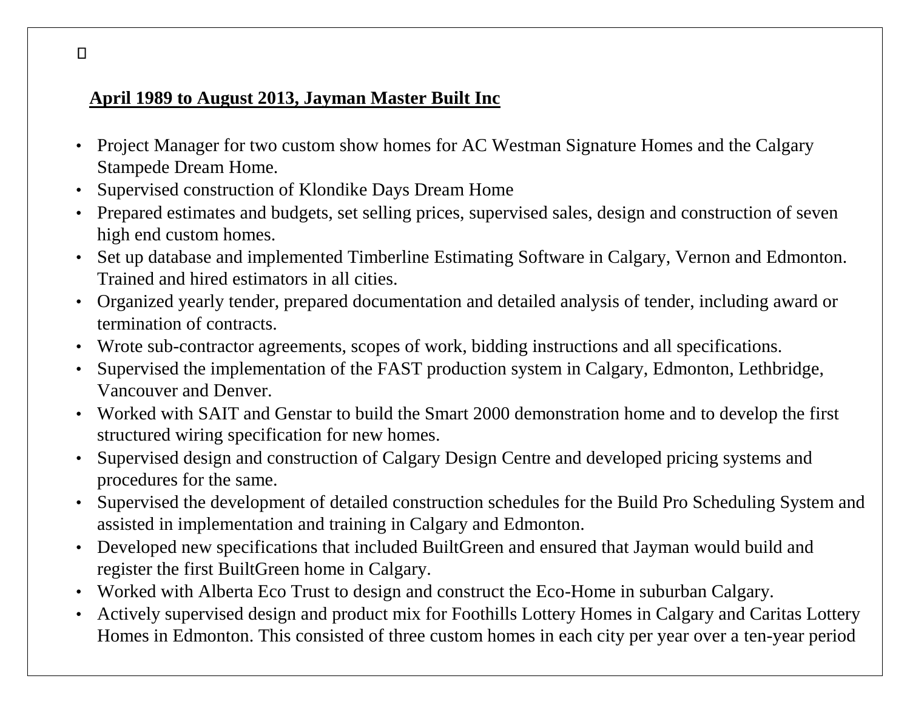**April 1989 to August 2013, Jayman Master Built Inc**

- Project Manager for two custom show homes for AC Westman Signature Homes and the Calgary Stampede Dream Home.
- Supervised construction of Klondike Days Dream Home
- Prepared estimates and budgets, set selling prices, supervised sales, design and construction of seven high end custom homes.
- Set up database and implemented Timberline Estimating Software in Calgary, Vernon and Edmonton. Trained and hired estimators in all cities.
- Organized yearly tender, prepared documentation and detailed analysis of tender, including award or termination of contracts.
- Wrote sub-contractor agreements, scopes of work, bidding instructions and all specifications.
- Supervised the implementation of the FAST production system in Calgary, Edmonton, Lethbridge, Vancouver and Denver.
- Worked with SAIT and Genstar to build the Smart 2000 demonstration home and to develop the first structured wiring specification for new homes.
- Supervised design and construction of Calgary Design Centre and developed pricing systems and procedures for the same.
- Supervised the development of detailed construction schedules for the Build Pro Scheduling System and assisted in implementation and training in Calgary and Edmonton.
- Developed new specifications that included BuiltGreen and ensured that Jayman would build and register the first BuiltGreen home in Calgary.
- Worked with Alberta Eco Trust to design and construct the Eco-Home in suburban Calgary.
- Actively supervised design and product mix for Foothills Lottery Homes in Calgary and Caritas Lottery Homes in Edmonton. This consisted of three custom homes in each city per year over a ten-year period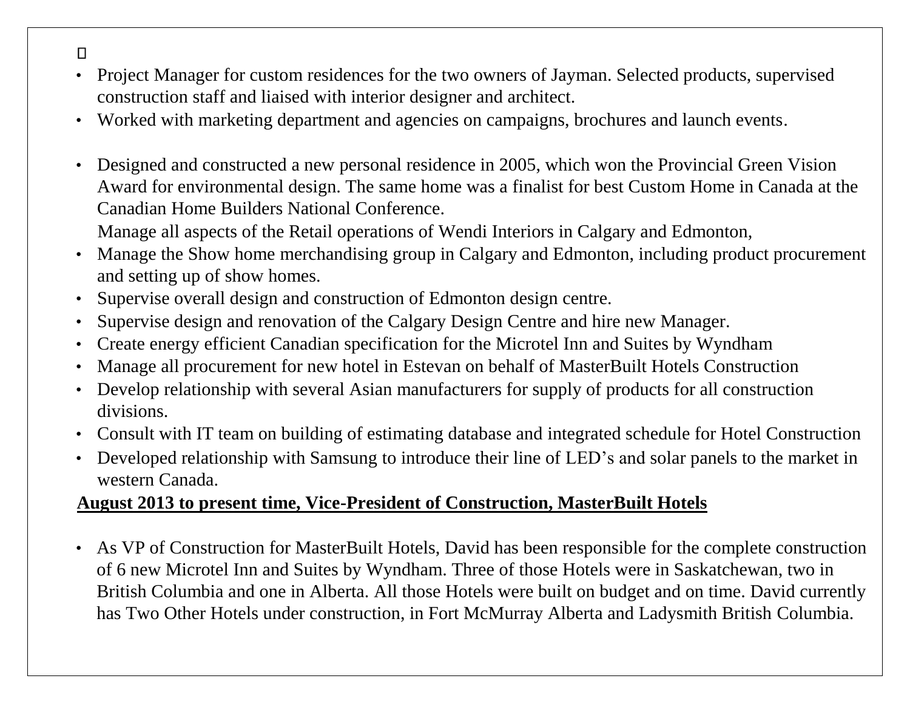- Project Manager for custom residences for the two owners of Jayman. Selected products, supervised construction staff and liaised with interior designer and architect.
- Worked with marketing department and agencies on campaigns, brochures and launch events.

- Designed and constructed a new personal residence in 2005, which won the Provincial Green Vision Award for environmental design. The same home was a finalist for best Custom Home in Canada at the Canadian Home Builders National Conference.
  Manage all aspects of the Retail operations of Wendi Interiors in Calgary and Edmonton,
- Manage the Show home merchandising group in Calgary and Edmonton, including product procurement and setting up of show homes.
- Supervise overall design and construction of Edmonton design centre.
- Supervise design and renovation of the Calgary Design Centre and hire new Manager.
- Create energy efficient Canadian specification for the Microtel Inn and Suites by Wyndham
- Manage all procurement for new hotel in Estevan on behalf of MasterBuilt Hotels Construction
- Develop relationship with several Asian manufacturers for supply of products for all construction divisions.
- Consult with IT team on building of estimating database and integrated schedule for Hotel Construction
- Developed relationship with Samsung to introduce their line of LED's and solar panels to the market in western Canada.

**<u>August 2013 to present time, Vice-President of Construction, MasterBuilt Hotels</u>**

- As VP of Construction for MasterBuilt Hotels, David has been responsible for the complete construction of 6 new Microtel Inn and Suites by Wyndham. Three of those Hotels were in Saskatchewan, two in British Columbia and one in Alberta. All those Hotels were built on budget and on time. David currently has Two Other Hotels under construction, in Fort McMurray Alberta and Ladysmith British Columbia.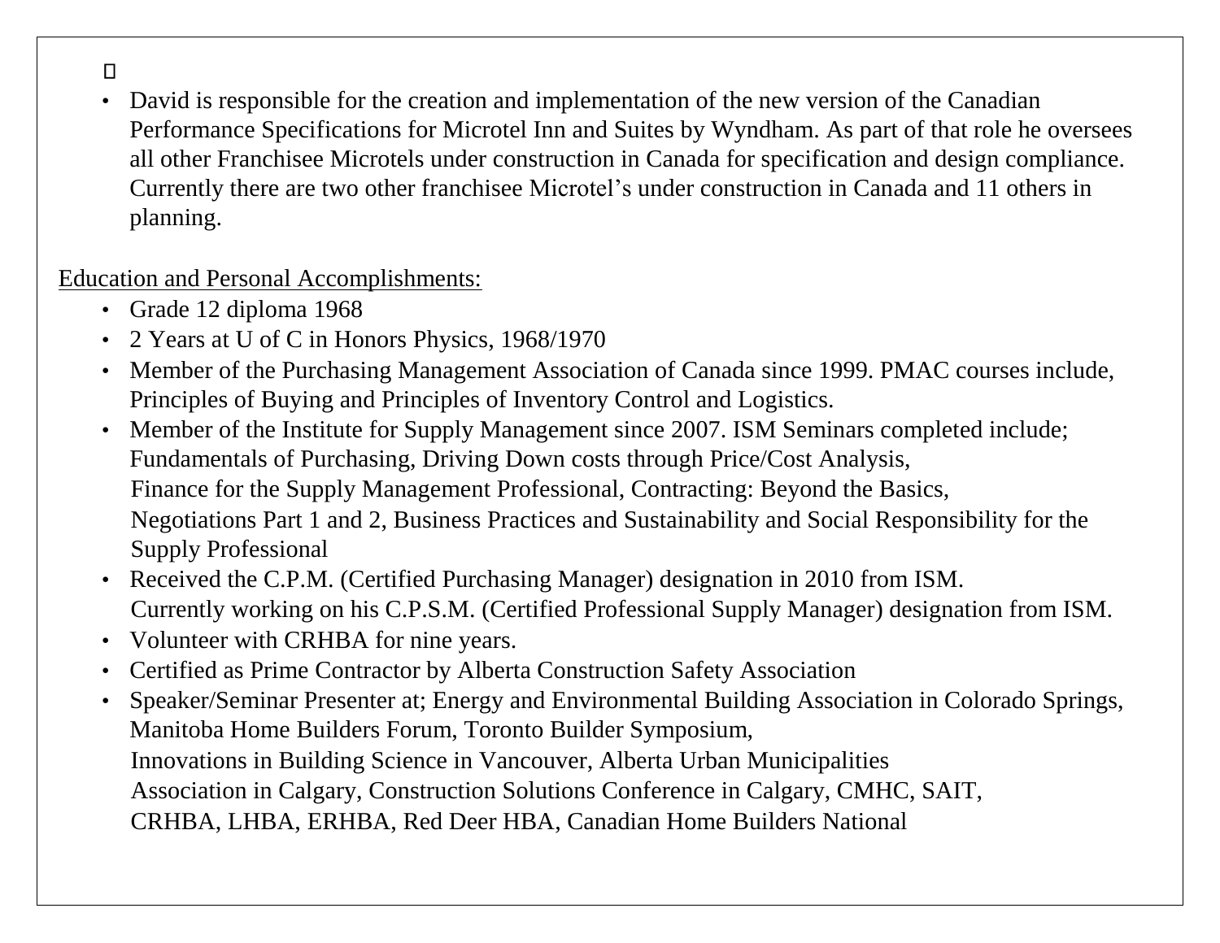- David is responsible for the creation and implementation of the new version of the Canadian Performance Specifications for Microtel Inn and Suites by Wyndham. As part of that role he oversees all other Franchisee Microtels under construction in Canada for specification and design compliance. Currently there are two other franchisee Microtel's under construction in Canada and 11 others in planning.

Education and Personal Accomplishments:

- Grade 12 diploma 1968
- 2 Years at U of C in Honors Physics, 1968/1970
- Member of the Purchasing Management Association of Canada since 1999. PMAC courses include, Principles of Buying and Principles of Inventory Control and Logistics.
- Member of the Institute for Supply Management since 2007. ISM Seminars completed include; Fundamentals of Purchasing, Driving Down costs through Price/Cost Analysis, Finance for the Supply Management Professional, Contracting: Beyond the Basics, Negotiations Part 1 and 2, Business Practices and Sustainability and Social Responsibility for the Supply Professional
- Received the C.P.M. (Certified Purchasing Manager) designation in 2010 from ISM. Currently working on his C.P.S.M. (Certified Professional Supply Manager) designation from ISM.
- Volunteer with CRHBA for nine years.
- Certified as Prime Contractor by Alberta Construction Safety Association
- Speaker/Seminar Presenter at; Energy and Environmental Building Association in Colorado Springs, Manitoba Home Builders Forum, Toronto Builder Symposium, Innovations in Building Science in Vancouver, Alberta Urban Municipalities Association in Calgary, Construction Solutions Conference in Calgary, CMHC, SAIT, CRHBA, LHBA, ERHBA, Red Deer HBA, Canadian Home Builders National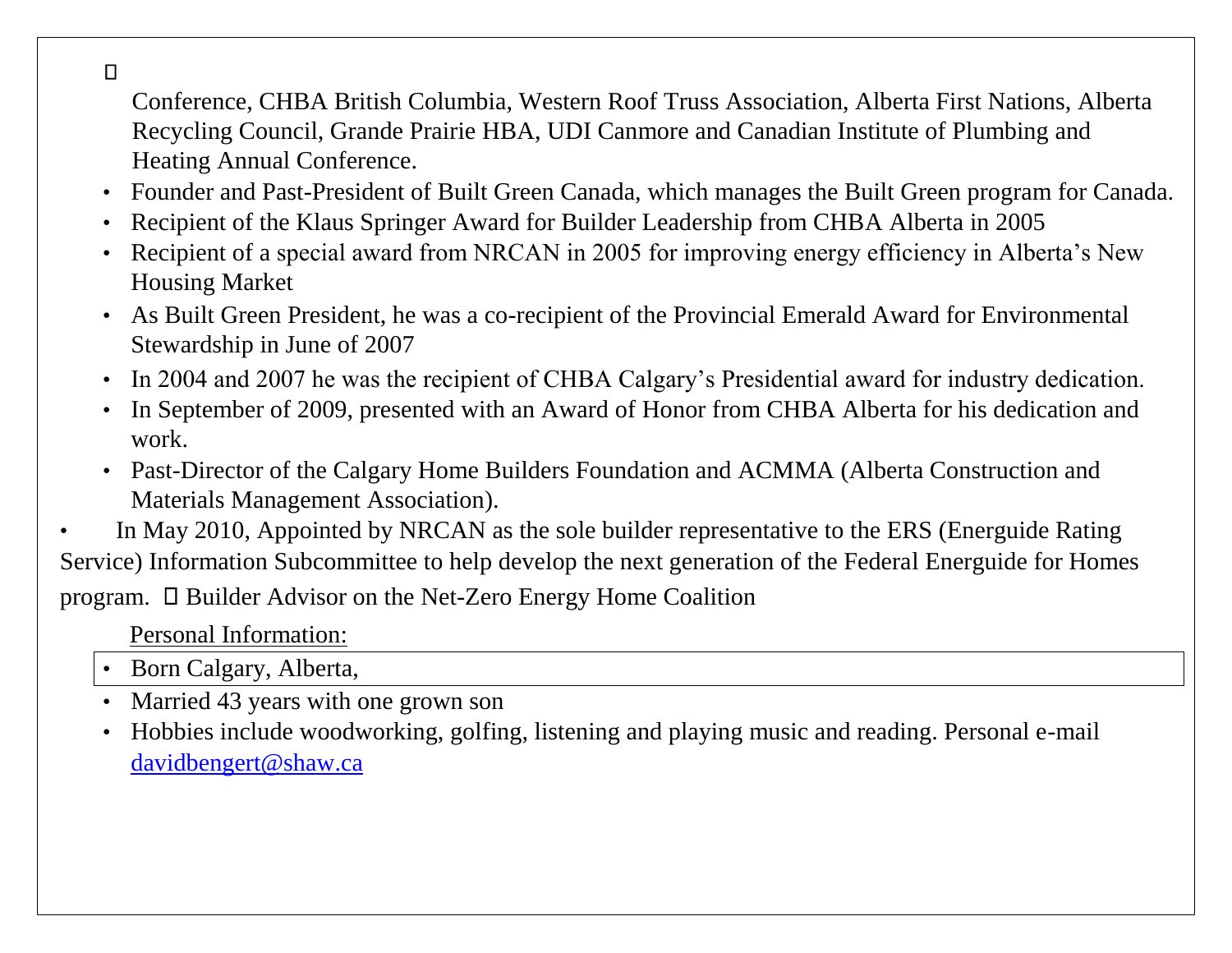- 

  Conference, CHBA British Columbia, Western Roof Truss Association, Alberta First Nations, Alberta Recycling Council, Grande Prairie HBA, UDI Canmore and Canadian Institute of Plumbing and Heating Annual Conference.
- Founder and Past-President of Built Green Canada, which manages the Built Green program for Canada.
- Recipient of the Klaus Springer Award for Builder Leadership from CHBA Alberta in 2005
- Recipient of a special award from NRCAN in 2005 for improving energy efficiency in Alberta's New Housing Market
- As Built Green President, he was a co-recipient of the Provincial Emerald Award for Environmental Stewardship in June of 2007
- In 2004 and 2007 he was the recipient of CHBA Calgary's Presidential award for industry dedication.
- In September of 2009, presented with an Award of Honor from CHBA Alberta for his dedication and work.
- Past-Director of the Calgary Home Builders Foundation and ACMMA (Alberta Construction and Materials Management Association).
- In May 2010, Appointed by NRCAN as the sole builder representative to the ERS (Energuide Rating Service) Information Subcommittee to help develop the next generation of the Federal Energuide for Homes program.
- Builder Advisor on the Net-Zero Energy Home Coalition

Personal Information:

- Born Calgary, Alberta,
- Married 43 years with one grown son
- Hobbies include woodworking, golfing, listening and playing music and reading. Personal e-mail davidbengert@shaw.ca